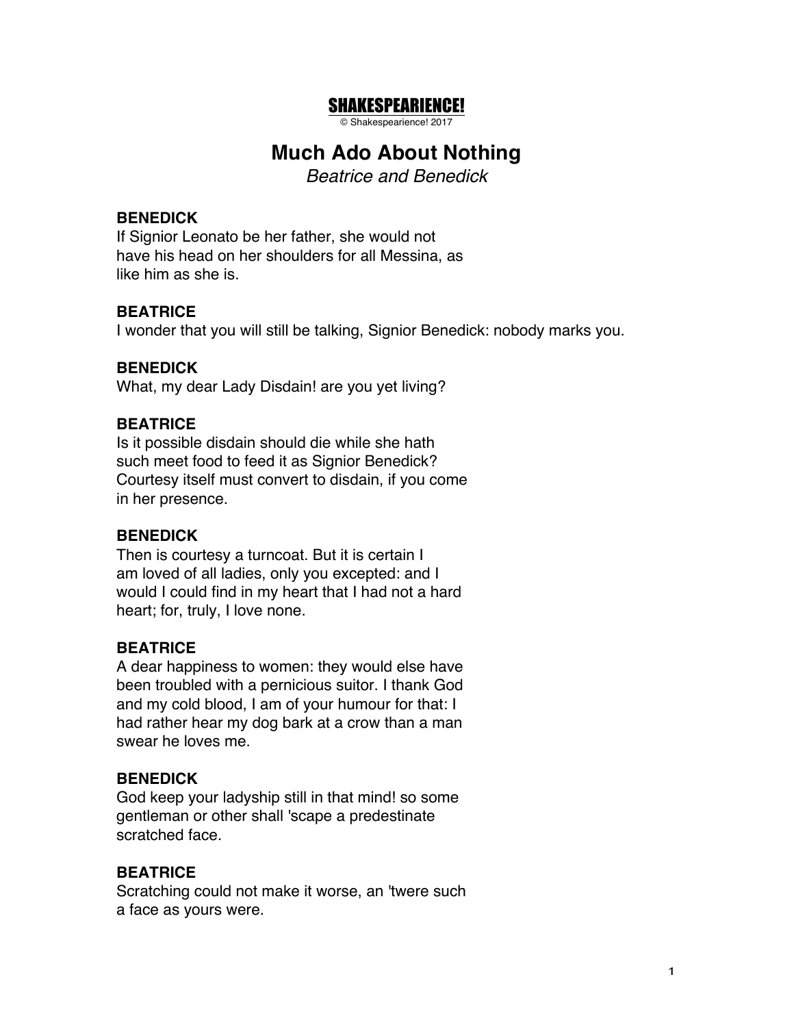**SHAKESPEARIENCE!**

© Shakespearience! 2017

# Much Ado About Nothing

*Beatrice and Benedick*

**BENEDICK**
If Signior Leonato be her father, she would not have his head on her shoulders for all Messina, as like him as she is.

**BEATRICE**
I wonder that you will still be talking, Signior Benedick: nobody marks you.

**BENEDICK**
What, my dear Lady Disdain! are you yet living?

**BEATRICE**
Is it possible disdain should die while she hath such meet food to feed it as Signior Benedick? Courtesy itself must convert to disdain, if you come in her presence.

**BENEDICK**
Then is courtesy a turncoat. But it is certain I am loved of all ladies, only you excepted: and I would I could find in my heart that I had not a hard heart; for, truly, I love none.

**BEATRICE**
A dear happiness to women: they would else have been troubled with a pernicious suitor. I thank God and my cold blood, I am of your humour for that: I had rather hear my dog bark at a crow than a man swear he loves me.

**BENEDICK**
God keep your ladyship still in that mind! so some gentleman or other shall 'scape a predestinate scratched face.

**BEATRICE**
Scratching could not make it worse, an 'twere such a face as yours were.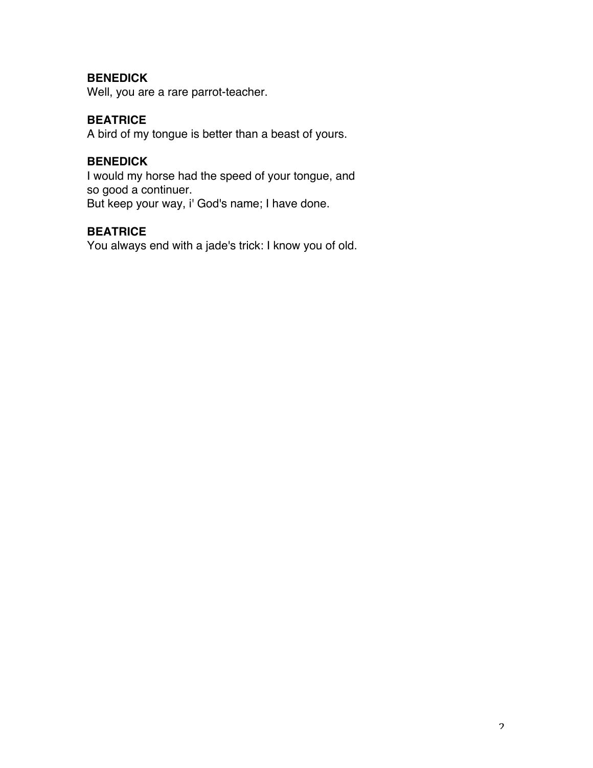**BENEDICK**
Well, you are a rare parrot-teacher.

**BEATRICE**
A bird of my tongue is better than a beast of yours.

**BENEDICK**
I would my horse had the speed of your tongue, and
so good a continuer.
But keep your way, i' God's name; I have done.

**BEATRICE**
You always end with a jade's trick: I know you of old.